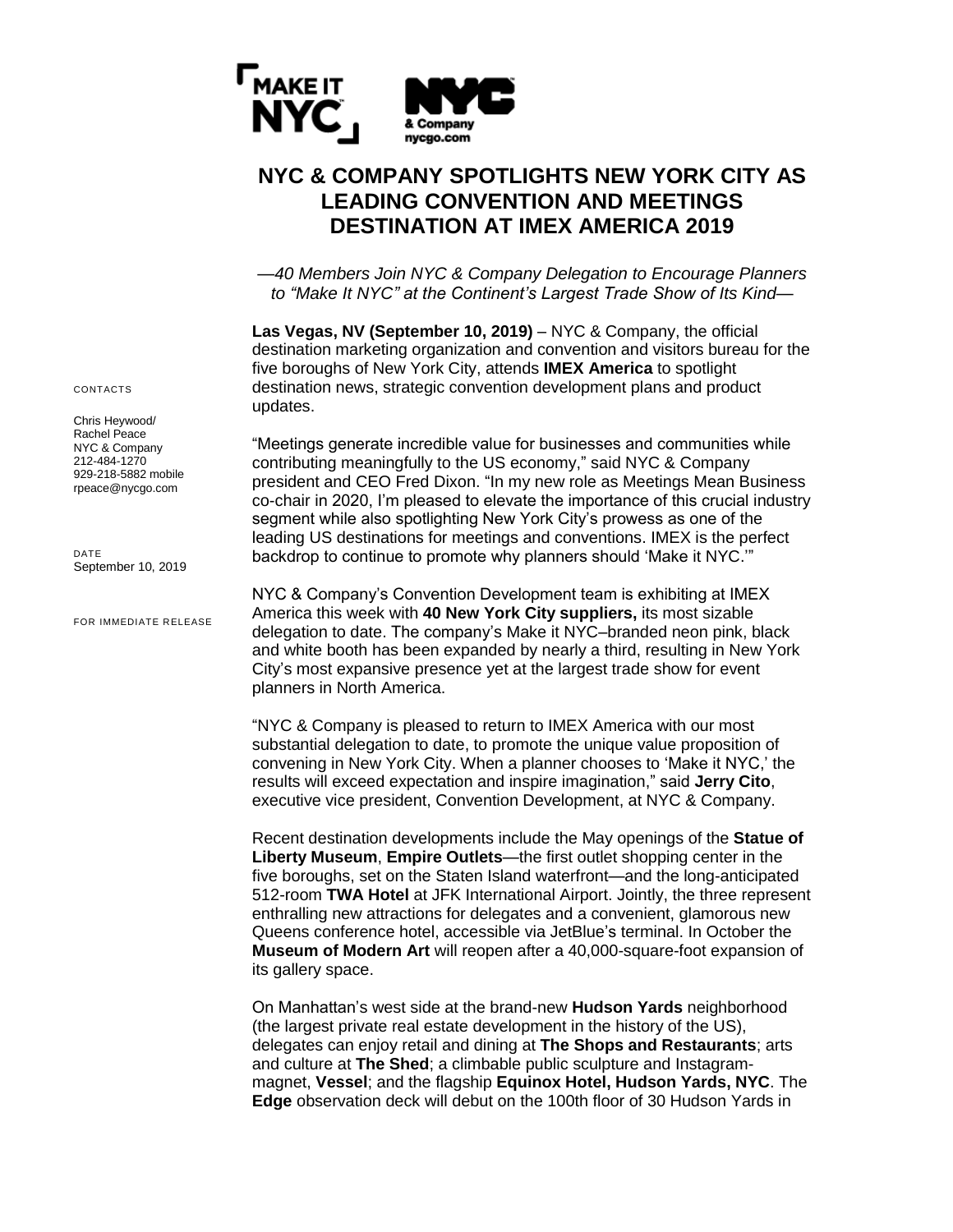# NYC & COMPANY SPOTLIGHTS NEW YORK CITY AS LEADING CONVENTION AND MEETINGS DESTINATION AT IMEX AMERICA 2019

*—40 Members Join NYC & Company Delegation to Encourage Planners to "Make It NYC" at the Continent's Largest Trade Show of Its Kind—*

CONTACTS

Chris Heywood/
Rachel Peace
NYC & Company
212-484-1270
929-218-5882 mobile
rpeace@nycgo.com

DATE
September 10, 2019

FOR IMMEDIATE RELEASE

**Las Vegas, NV (September 10, 2019)** – NYC & Company, the official destination marketing organization and convention and visitors bureau for the five boroughs of New York City, attends **IMEX America** to spotlight destination news, strategic convention development plans and product updates.

"Meetings generate incredible value for businesses and communities while contributing meaningfully to the US economy," said NYC & Company president and CEO Fred Dixon. "In my new role as Meetings Mean Business co-chair in 2020, I'm pleased to elevate the importance of this crucial industry segment while also spotlighting New York City's prowess as one of the leading US destinations for meetings and conventions. IMEX is the perfect backdrop to continue to promote why planners should 'Make it NYC.'"

NYC & Company's Convention Development team is exhibiting at IMEX America this week with **40 New York City suppliers,** its most sizable delegation to date. The company's Make it NYC–branded neon pink, black and white booth has been expanded by nearly a third, resulting in New York City's most expansive presence yet at the largest trade show for event planners in North America.

"NYC & Company is pleased to return to IMEX America with our most substantial delegation to date, to promote the unique value proposition of convening in New York City. When a planner chooses to 'Make it NYC,' the results will exceed expectation and inspire imagination," said **Jerry Cito**, executive vice president, Convention Development, at NYC & Company.

Recent destination developments include the May openings of the **Statue of Liberty Museum**, **Empire Outlets**—the first outlet shopping center in the five boroughs, set on the Staten Island waterfront—and the long-anticipated 512-room **TWA Hotel** at JFK International Airport. Jointly, the three represent enthralling new attractions for delegates and a convenient, glamorous new Queens conference hotel, accessible via JetBlue's terminal. In October the **Museum of Modern Art** will reopen after a 40,000-square-foot expansion of its gallery space.

On Manhattan's west side at the brand-new **Hudson Yards** neighborhood (the largest private real estate development in the history of the US), delegates can enjoy retail and dining at **The Shops and Restaurants**; arts and culture at **The Shed**; a climbable public sculpture and Instagram-magnet, **Vessel**; and the flagship **Equinox Hotel, Hudson Yards, NYC**. The **Edge** observation deck will debut on the 100th floor of 30 Hudson Yards in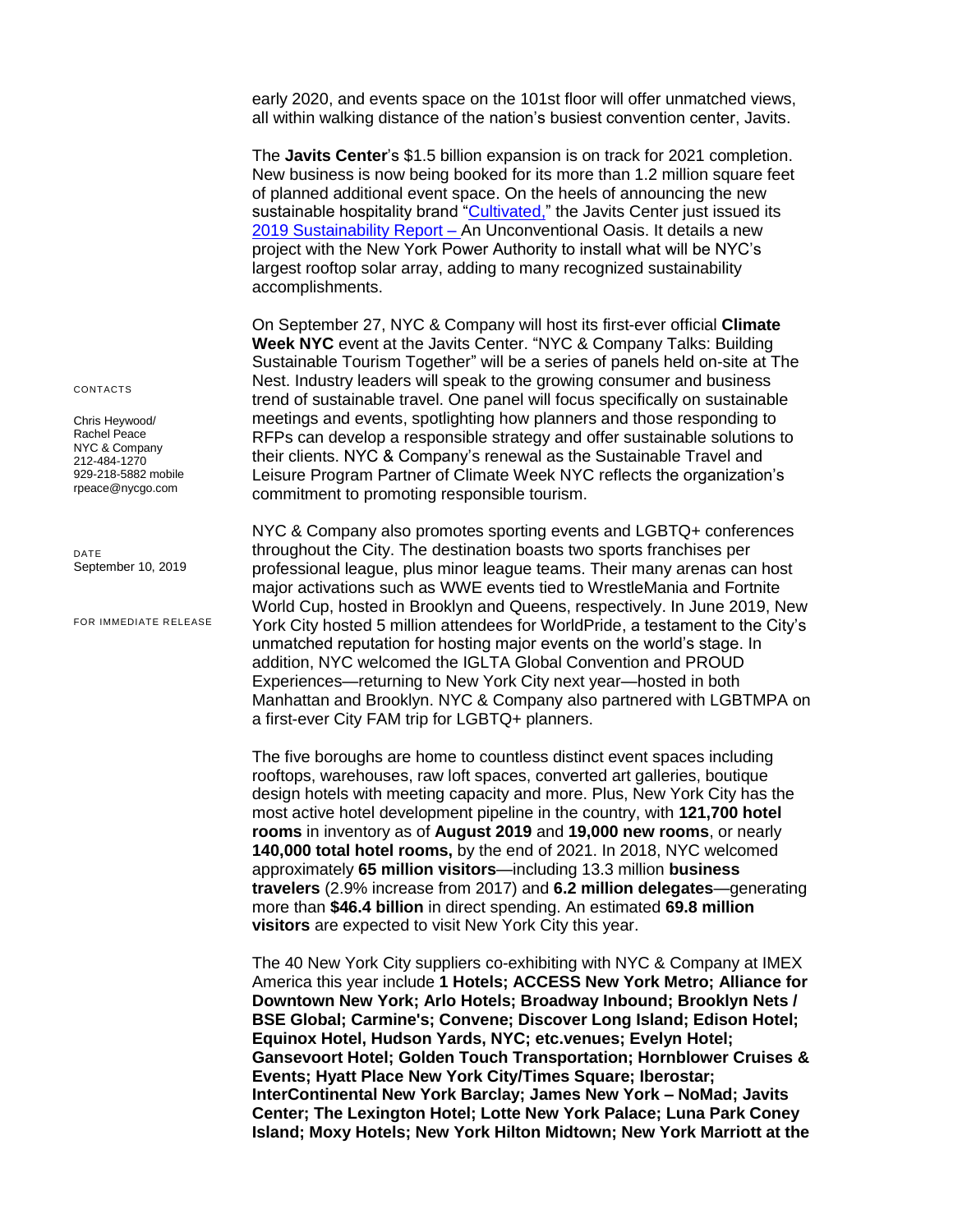early 2020, and events space on the 101st floor will offer unmatched views, all within walking distance of the nation's busiest convention center, Javits.

The **Javits Center**'s $1.5 billion expansion is on track for 2021 completion. New business is now being booked for its more than 1.2 million square feet of planned additional event space. On the heels of announcing the new sustainable hospitality brand "Cultivated," the Javits Center just issued its 2019 Sustainability Report – An Unconventional Oasis. It details a new project with the New York Power Authority to install what will be NYC's largest rooftop solar array, adding to many recognized sustainability accomplishments.

On September 27, NYC & Company will host its first-ever official **Climate Week NYC** event at the Javits Center. "NYC & Company Talks: Building Sustainable Tourism Together" will be a series of panels held on-site at The Nest. Industry leaders will speak to the growing consumer and business trend of sustainable travel. One panel will focus specifically on sustainable meetings and events, spotlighting how planners and those responding to RFPs can develop a responsible strategy and offer sustainable solutions to their clients. NYC & Company's renewal as the Sustainable Travel and Leisure Program Partner of Climate Week NYC reflects the organization's commitment to promoting responsible tourism.

CONTACTS

Chris Heywood/
Rachel Peace
NYC & Company
212-484-1270
929-218-5882 mobile
rpeace@nycgo.com

DATE
September 10, 2019

FOR IMMEDIATE RELEASE

NYC & Company also promotes sporting events and LGBTQ+ conferences throughout the City. The destination boasts two sports franchises per professional league, plus minor league teams. Their many arenas can host major activations such as WWE events tied to WrestleMania and Fortnite World Cup, hosted in Brooklyn and Queens, respectively. In June 2019, New York City hosted 5 million attendees for WorldPride, a testament to the City's unmatched reputation for hosting major events on the world's stage. In addition, NYC welcomed the IGLTA Global Convention and PROUD Experiences—returning to New York City next year—hosted in both Manhattan and Brooklyn. NYC & Company also partnered with LGBTMPA on a first-ever City FAM trip for LGBTQ+ planners.

The five boroughs are home to countless distinct event spaces including rooftops, warehouses, raw loft spaces, converted art galleries, boutique design hotels with meeting capacity and more. Plus, New York City has the most active hotel development pipeline in the country, with **121,700 hotel rooms** in inventory as of **August 2019** and **19,000 new rooms**, or nearly **140,000 total hotel rooms,** by the end of 2021. In 2018, NYC welcomed approximately **65 million visitors**—including 13.3 million **business travelers** (2.9% increase from 2017) and **6.2 million delegates**—generating more than **$46.4 billion** in direct spending. An estimated **69.8 million visitors** are expected to visit New York City this year.

The 40 New York City suppliers co-exhibiting with NYC & Company at IMEX America this year include **1 Hotels; ACCESS New York Metro; Alliance for Downtown New York; Arlo Hotels; Broadway Inbound; Brooklyn Nets / BSE Global; Carmine's; Convene; Discover Long Island; Edison Hotel; Equinox Hotel, Hudson Yards, NYC; etc.venues; Evelyn Hotel; Gansevoort Hotel; Golden Touch Transportation; Hornblower Cruises & Events; Hyatt Place New York City/Times Square; Iberostar; InterContinental New York Barclay; James New York – NoMad; Javits Center; The Lexington Hotel; Lotte New York Palace; Luna Park Coney Island; Moxy Hotels; New York Hilton Midtown; New York Marriott at the**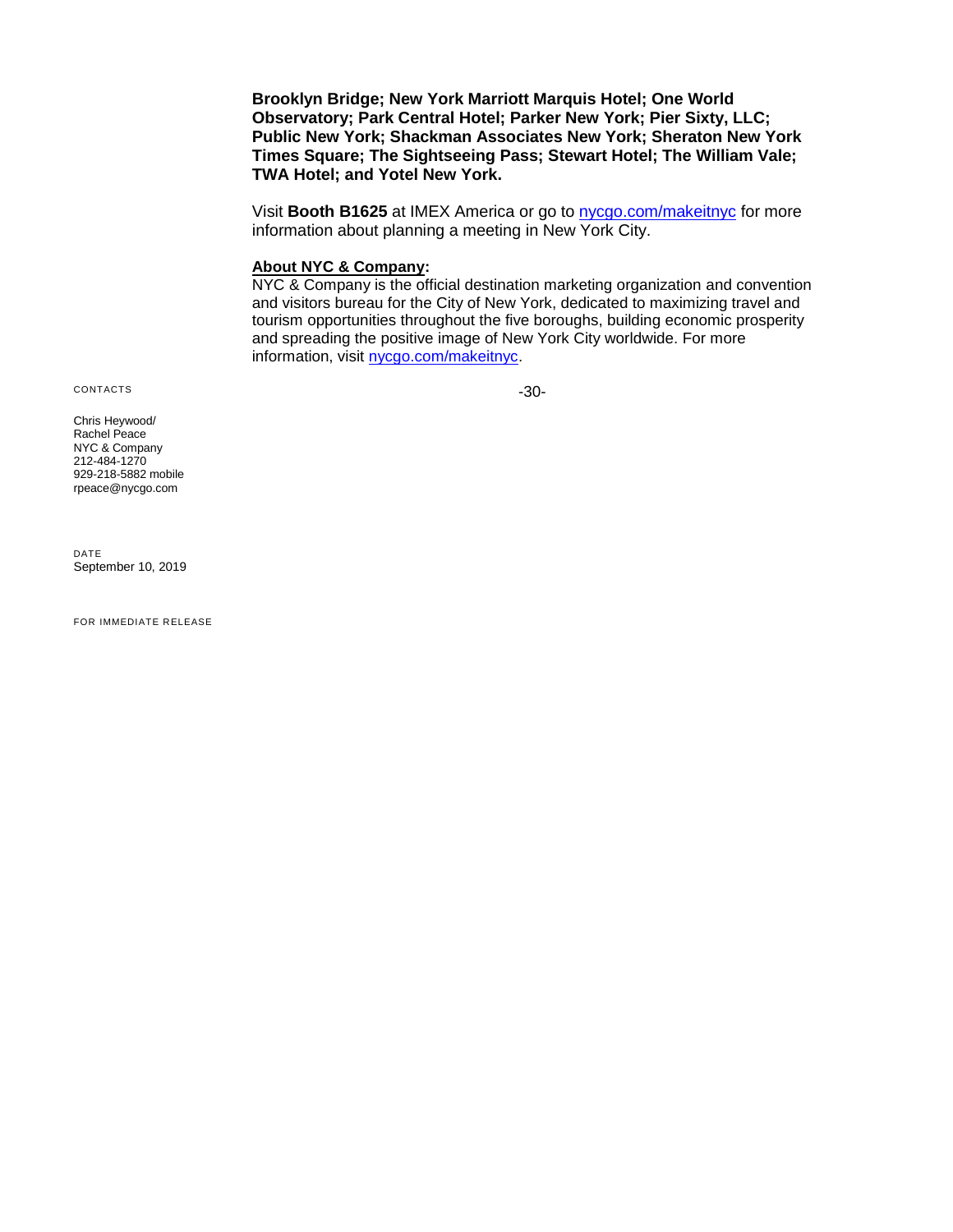**Brooklyn Bridge; New York Marriott Marquis Hotel; One World Observatory; Park Central Hotel; Parker New York; Pier Sixty, LLC; Public New York; Shackman Associates New York; Sheraton New York Times Square; The Sightseeing Pass; Stewart Hotel; The William Vale; TWA Hotel; and Yotel New York.**

Visit **Booth B1625** at IMEX America or go to nycgo.com/makeitnyc for more information about planning a meeting in New York City.

**About NYC & Company:**

NYC & Company is the official destination marketing organization and convention and visitors bureau for the City of New York, dedicated to maximizing travel and tourism opportunities throughout the five boroughs, building economic prosperity and spreading the positive image of New York City worldwide. For more information, visit nycgo.com/makeitnyc.

-30-

CONTACTS

Chris Heywood/
Rachel Peace
NYC & Company
212-484-1270
929-218-5882 mobile
rpeace@nycgo.com

DATE
September 10, 2019

FOR IMMEDIATE RELEASE